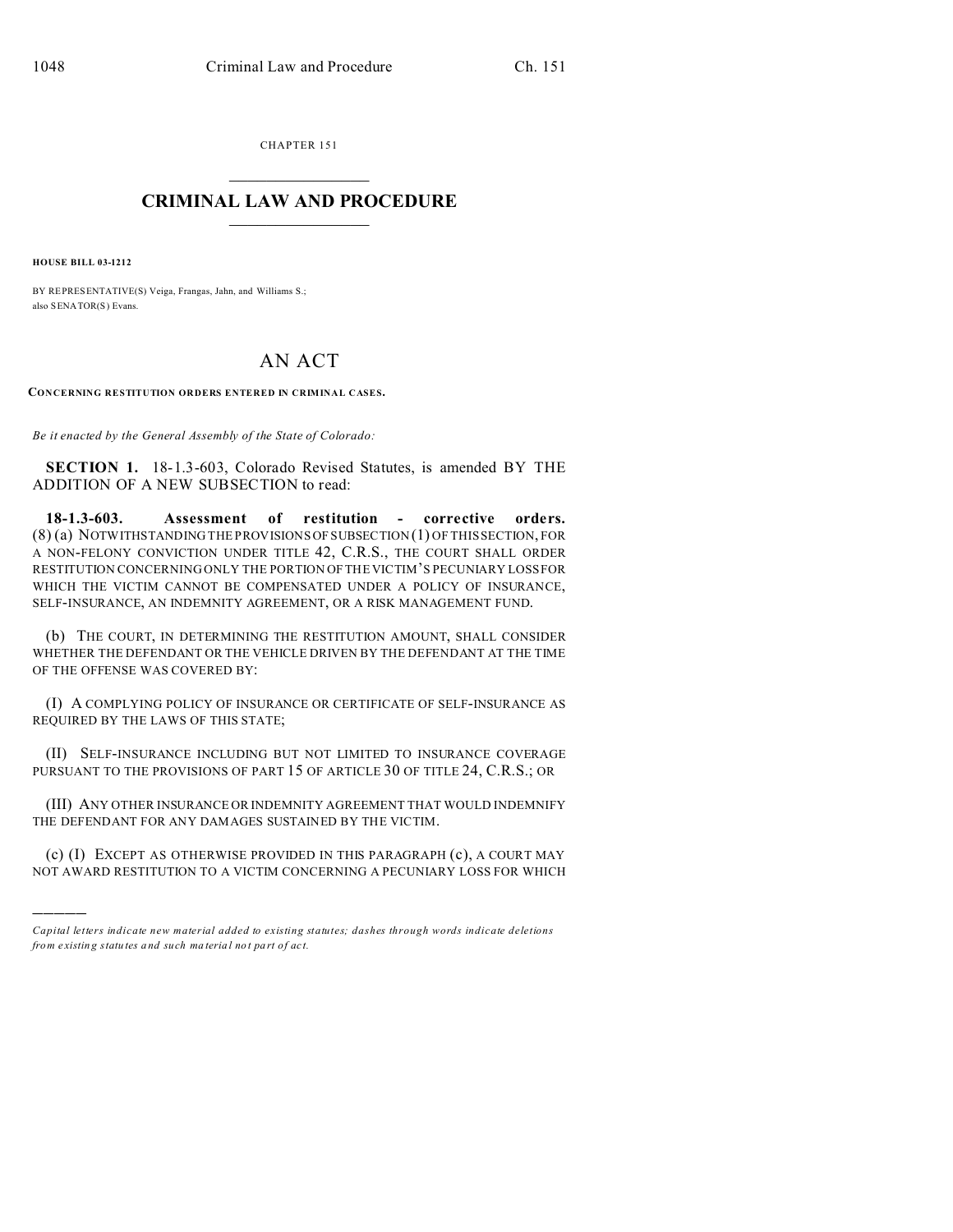CHAPTER 151

# CRIMINAL LAW AND PROCEDURE

**HOUSE BILL 03-1212**

BY REPRESENTATIVE(S) Veiga, Frangas, Jahn, and Williams S.;
also SENATOR(S) Evans.

# AN ACT

**CONCERNING RESTITUTION ORDERS ENTERED IN CRIMINAL CASES.**

*Be it enacted by the General Assembly of the State of Colorado:*

**SECTION 1.** 18-1.3-603, Colorado Revised Statutes, is amended BY THE ADDITION OF A NEW SUBSECTION to read:

**18-1.3-603. Assessment of restitution - corrective orders.** (8) (a) NOTWITHSTANDING THE PROVISIONS OF SUBSECTION (1) OF THIS SECTION, FOR A NON-FELONY CONVICTION UNDER TITLE 42, C.R.S., THE COURT SHALL ORDER RESTITUTION CONCERNING ONLY THE PORTION OF THE VICTIM'S PECUNIARY LOSS FOR WHICH THE VICTIM CANNOT BE COMPENSATED UNDER A POLICY OF INSURANCE, SELF-INSURANCE, AN INDEMNITY AGREEMENT, OR A RISK MANAGEMENT FUND.

(b) THE COURT, IN DETERMINING THE RESTITUTION AMOUNT, SHALL CONSIDER WHETHER THE DEFENDANT OR THE VEHICLE DRIVEN BY THE DEFENDANT AT THE TIME OF THE OFFENSE WAS COVERED BY:

(I) A COMPLYING POLICY OF INSURANCE OR CERTIFICATE OF SELF-INSURANCE AS REQUIRED BY THE LAWS OF THIS STATE;

(II) SELF-INSURANCE INCLUDING BUT NOT LIMITED TO INSURANCE COVERAGE PURSUANT TO THE PROVISIONS OF PART 15 OF ARTICLE 30 OF TITLE 24, C.R.S.; OR

(III) ANY OTHER INSURANCE OR INDEMNITY AGREEMENT THAT WOULD INDEMNIFY THE DEFENDANT FOR ANY DAMAGES SUSTAINED BY THE VICTIM.

(c) (I) EXCEPT AS OTHERWISE PROVIDED IN THIS PARAGRAPH (c), A COURT MAY NOT AWARD RESTITUTION TO A VICTIM CONCERNING A PECUNIARY LOSS FOR WHICH

---

*Capital letters indicate new material added to existing statutes; dashes through words indicate deletions from existing statutes and such material not part of act.*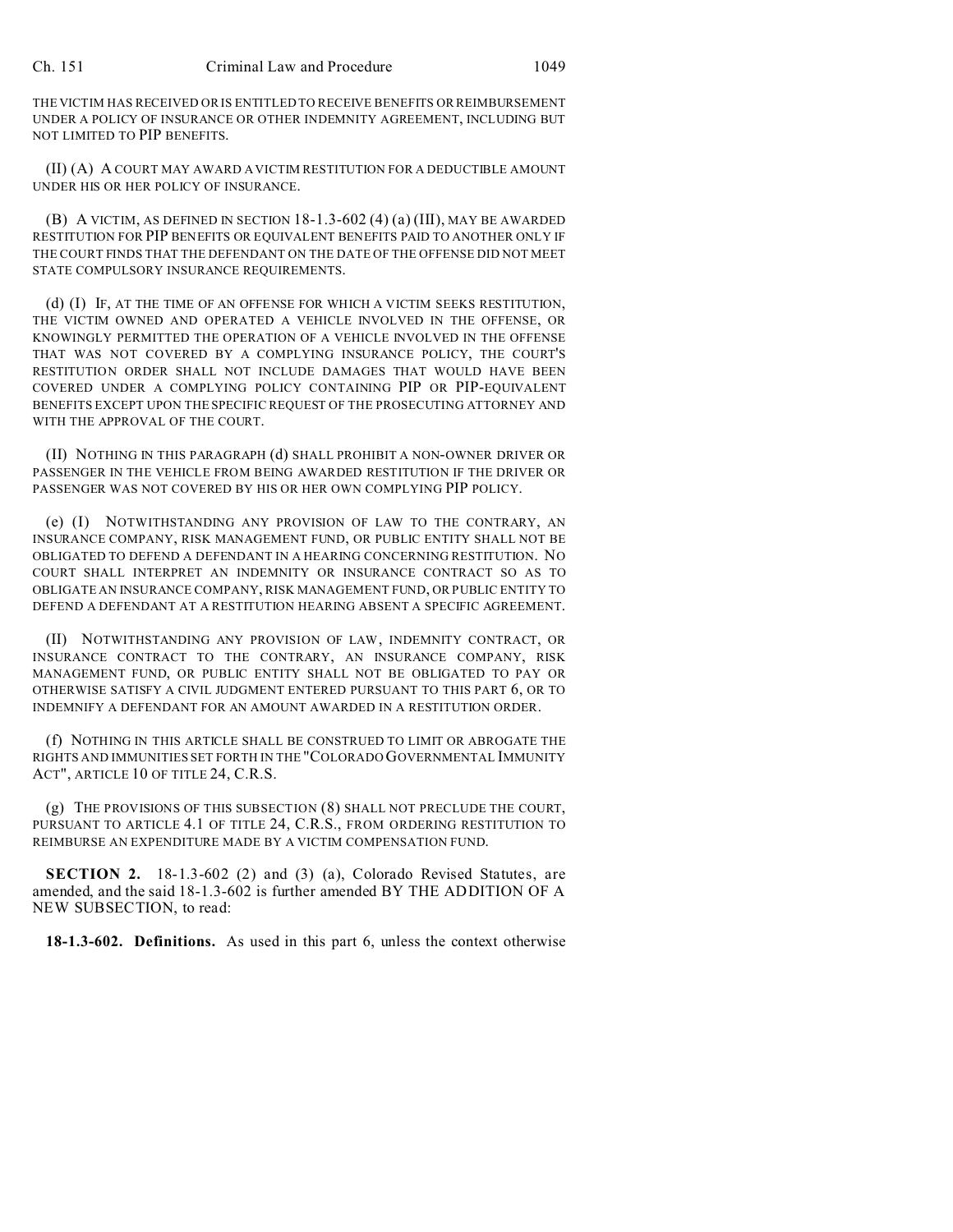THE VICTIM HAS RECEIVED OR IS ENTITLED TO RECEIVE BENEFITS OR REIMBURSEMENT UNDER A POLICY OF INSURANCE OR OTHER INDEMNITY AGREEMENT, INCLUDING BUT NOT LIMITED TO PIP BENEFITS.

(II) (A) A COURT MAY AWARD A VICTIM RESTITUTION FOR A DEDUCTIBLE AMOUNT UNDER HIS OR HER POLICY OF INSURANCE.

(B) A VICTIM, AS DEFINED IN SECTION 18-1.3-602 (4) (a) (III), MAY BE AWARDED RESTITUTION FOR PIP BENEFITS OR EQUIVALENT BENEFITS PAID TO ANOTHER ONLY IF THE COURT FINDS THAT THE DEFENDANT ON THE DATE OF THE OFFENSE DID NOT MEET STATE COMPULSORY INSURANCE REQUIREMENTS.

(d) (I) IF, AT THE TIME OF AN OFFENSE FOR WHICH A VICTIM SEEKS RESTITUTION, THE VICTIM OWNED AND OPERATED A VEHICLE INVOLVED IN THE OFFENSE, OR KNOWINGLY PERMITTED THE OPERATION OF A VEHICLE INVOLVED IN THE OFFENSE THAT WAS NOT COVERED BY A COMPLYING INSURANCE POLICY, THE COURT'S RESTITUTION ORDER SHALL NOT INCLUDE DAMAGES THAT WOULD HAVE BEEN COVERED UNDER A COMPLYING POLICY CONTAINING PIP OR PIP-EQUIVALENT BENEFITS EXCEPT UPON THE SPECIFIC REQUEST OF THE PROSECUTING ATTORNEY AND WITH THE APPROVAL OF THE COURT.

(II) NOTHING IN THIS PARAGRAPH (d) SHALL PROHIBIT A NON-OWNER DRIVER OR PASSENGER IN THE VEHICLE FROM BEING AWARDED RESTITUTION IF THE DRIVER OR PASSENGER WAS NOT COVERED BY HIS OR HER OWN COMPLYING PIP POLICY.

(e) (I) NOTWITHSTANDING ANY PROVISION OF LAW TO THE CONTRARY, AN INSURANCE COMPANY, RISK MANAGEMENT FUND, OR PUBLIC ENTITY SHALL NOT BE OBLIGATED TO DEFEND A DEFENDANT IN A HEARING CONCERNING RESTITUTION. NO COURT SHALL INTERPRET AN INDEMNITY OR INSURANCE CONTRACT SO AS TO OBLIGATE AN INSURANCE COMPANY, RISK MANAGEMENT FUND, OR PUBLIC ENTITY TO DEFEND A DEFENDANT AT A RESTITUTION HEARING ABSENT A SPECIFIC AGREEMENT.

(II) NOTWITHSTANDING ANY PROVISION OF LAW, INDEMNITY CONTRACT, OR INSURANCE CONTRACT TO THE CONTRARY, AN INSURANCE COMPANY, RISK MANAGEMENT FUND, OR PUBLIC ENTITY SHALL NOT BE OBLIGATED TO PAY OR OTHERWISE SATISFY A CIVIL JUDGMENT ENTERED PURSUANT TO THIS PART 6, OR TO INDEMNIFY A DEFENDANT FOR AN AMOUNT AWARDED IN A RESTITUTION ORDER.

(f) NOTHING IN THIS ARTICLE SHALL BE CONSTRUED TO LIMIT OR ABROGATE THE RIGHTS AND IMMUNITIES SET FORTH IN THE "COLORADO GOVERNMENTAL IMMUNITY ACT", ARTICLE 10 OF TITLE 24, C.R.S.

(g) THE PROVISIONS OF THIS SUBSECTION (8) SHALL NOT PRECLUDE THE COURT, PURSUANT TO ARTICLE 4.1 OF TITLE 24, C.R.S., FROM ORDERING RESTITUTION TO REIMBURSE AN EXPENDITURE MADE BY A VICTIM COMPENSATION FUND.

**SECTION 2.** 18-1.3-602 (2) and (3) (a), Colorado Revised Statutes, are amended, and the said 18-1.3-602 is further amended BY THE ADDITION OF A NEW SUBSECTION, to read:

**18-1.3-602. Definitions.** As used in this part 6, unless the context otherwise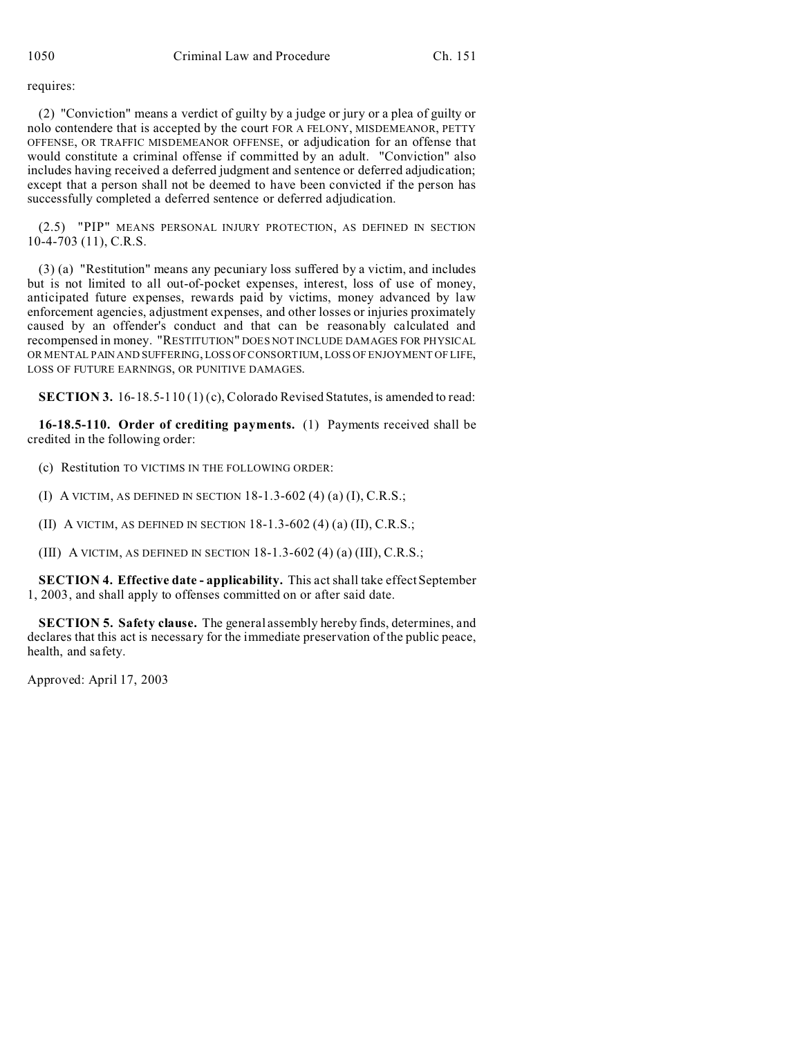requires:

(2) "Conviction" means a verdict of guilty by a judge or jury or a plea of guilty or nolo contendere that is accepted by the court FOR A FELONY, MISDEMEANOR, PETTY OFFENSE, OR TRAFFIC MISDEMEANOR OFFENSE, or adjudication for an offense that would constitute a criminal offense if committed by an adult. "Conviction" also includes having received a deferred judgment and sentence or deferred adjudication; except that a person shall not be deemed to have been convicted if the person has successfully completed a deferred sentence or deferred adjudication.

(2.5) "PIP" MEANS PERSONAL INJURY PROTECTION, AS DEFINED IN SECTION 10-4-703 (11), C.R.S.

(3) (a) "Restitution" means any pecuniary loss suffered by a victim, and includes but is not limited to all out-of-pocket expenses, interest, loss of use of money, anticipated future expenses, rewards paid by victims, money advanced by law enforcement agencies, adjustment expenses, and other losses or injuries proximately caused by an offender's conduct and that can be reasonably calculated and recompensed in money. "RESTITUTION" DOES NOT INCLUDE DAMAGES FOR PHYSICAL OR MENTAL PAIN AND SUFFERING, LOSS OF CONSORTIUM, LOSS OF ENJOYMENT OF LIFE, LOSS OF FUTURE EARNINGS, OR PUNITIVE DAMAGES.

**SECTION 3.** 16-18.5-110 (1) (c), Colorado Revised Statutes, is amended to read:

**16-18.5-110. Order of crediting payments.** (1) Payments received shall be credited in the following order:

(c) Restitution TO VICTIMS IN THE FOLLOWING ORDER:

(I) A VICTIM, AS DEFINED IN SECTION 18-1.3-602 (4) (a) (I), C.R.S.;

(II) A VICTIM, AS DEFINED IN SECTION 18-1.3-602 (4) (a) (II), C.R.S.;

(III) A VICTIM, AS DEFINED IN SECTION 18-1.3-602 (4) (a) (III), C.R.S.;

**SECTION 4. Effective date - applicability.** This act shall take effect September 1, 2003, and shall apply to offenses committed on or after said date.

**SECTION 5. Safety clause.** The general assembly hereby finds, determines, and declares that this act is necessary for the immediate preservation of the public peace, health, and safety.

Approved: April 17, 2003